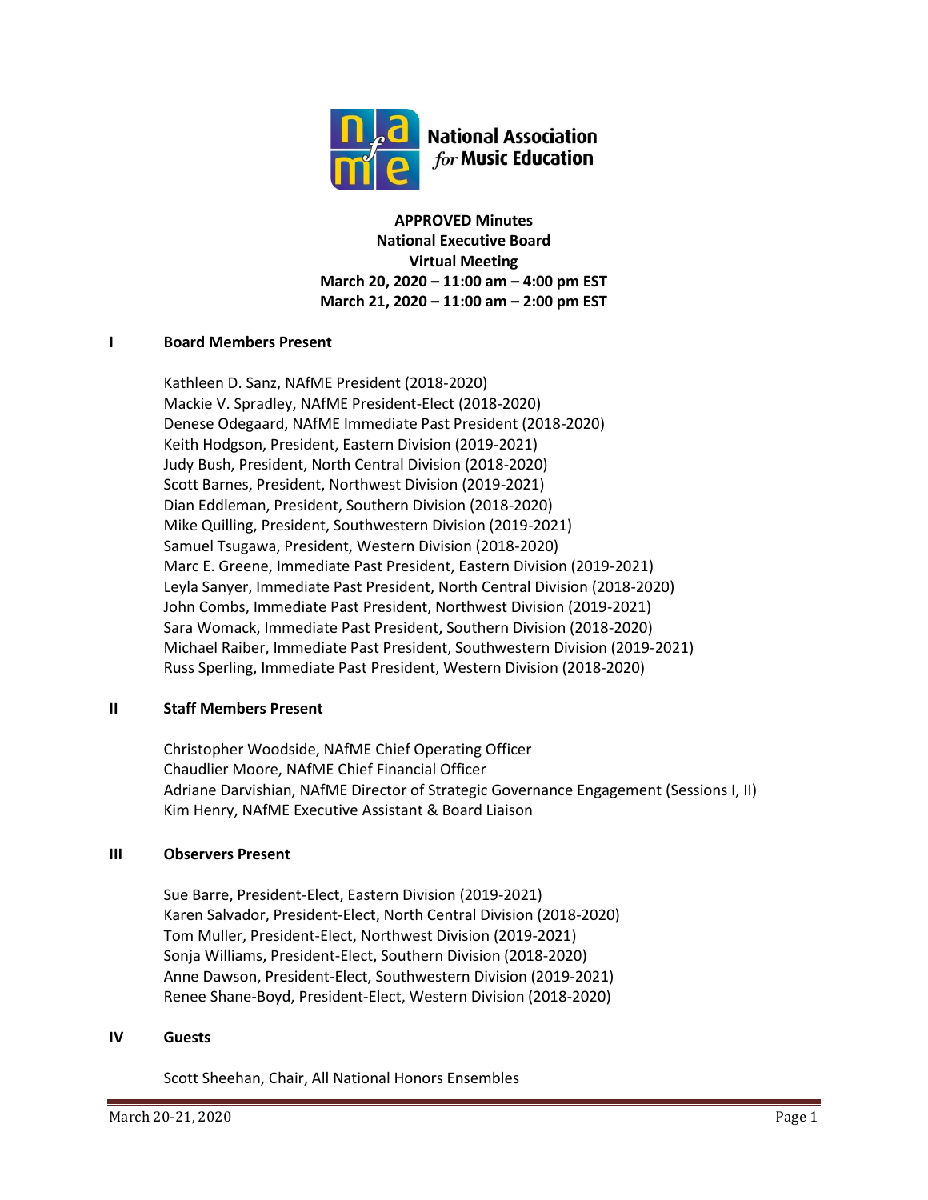National Association *for* Music Education

**APPROVED Minutes**
**National Executive Board**
**Virtual Meeting**
**March 20, 2020 – 11:00 am – 4:00 pm EST**
**March 21, 2020 – 11:00 am – 2:00 pm EST**

## I Board Members Present

Kathleen D. Sanz, NAfME President (2018-2020)
Mackie V. Spradley, NAfME President-Elect (2018-2020)
Denese Odegaard, NAfME Immediate Past President (2018-2020)
Keith Hodgson, President, Eastern Division (2019-2021)
Judy Bush, President, North Central Division (2018-2020)
Scott Barnes, President, Northwest Division (2019-2021)
Dian Eddleman, President, Southern Division (2018-2020)
Mike Quilling, President, Southwestern Division (2019-2021)
Samuel Tsugawa, President, Western Division (2018-2020)
Marc E. Greene, Immediate Past President, Eastern Division (2019-2021)
Leyla Sanyer, Immediate Past President, North Central Division (2018-2020)
John Combs, Immediate Past President, Northwest Division (2019-2021)
Sara Womack, Immediate Past President, Southern Division (2018-2020)
Michael Raiber, Immediate Past President, Southwestern Division (2019-2021)
Russ Sperling, Immediate Past President, Western Division (2018-2020)

## II Staff Members Present

Christopher Woodside, NAfME Chief Operating Officer
Chaudlier Moore, NAfME Chief Financial Officer
Adriane Darvishian, NAfME Director of Strategic Governance Engagement (Sessions I, II)
Kim Henry, NAfME Executive Assistant & Board Liaison

## III Observers Present

Sue Barre, President-Elect, Eastern Division (2019-2021)
Karen Salvador, President-Elect, North Central Division (2018-2020)
Tom Muller, President-Elect, Northwest Division (2019-2021)
Sonja Williams, President-Elect, Southern Division (2018-2020)
Anne Dawson, President-Elect, Southwestern Division (2019-2021)
Renee Shane-Boyd, President-Elect, Western Division (2018-2020)

## IV Guests

Scott Sheehan, Chair, All National Honors Ensembles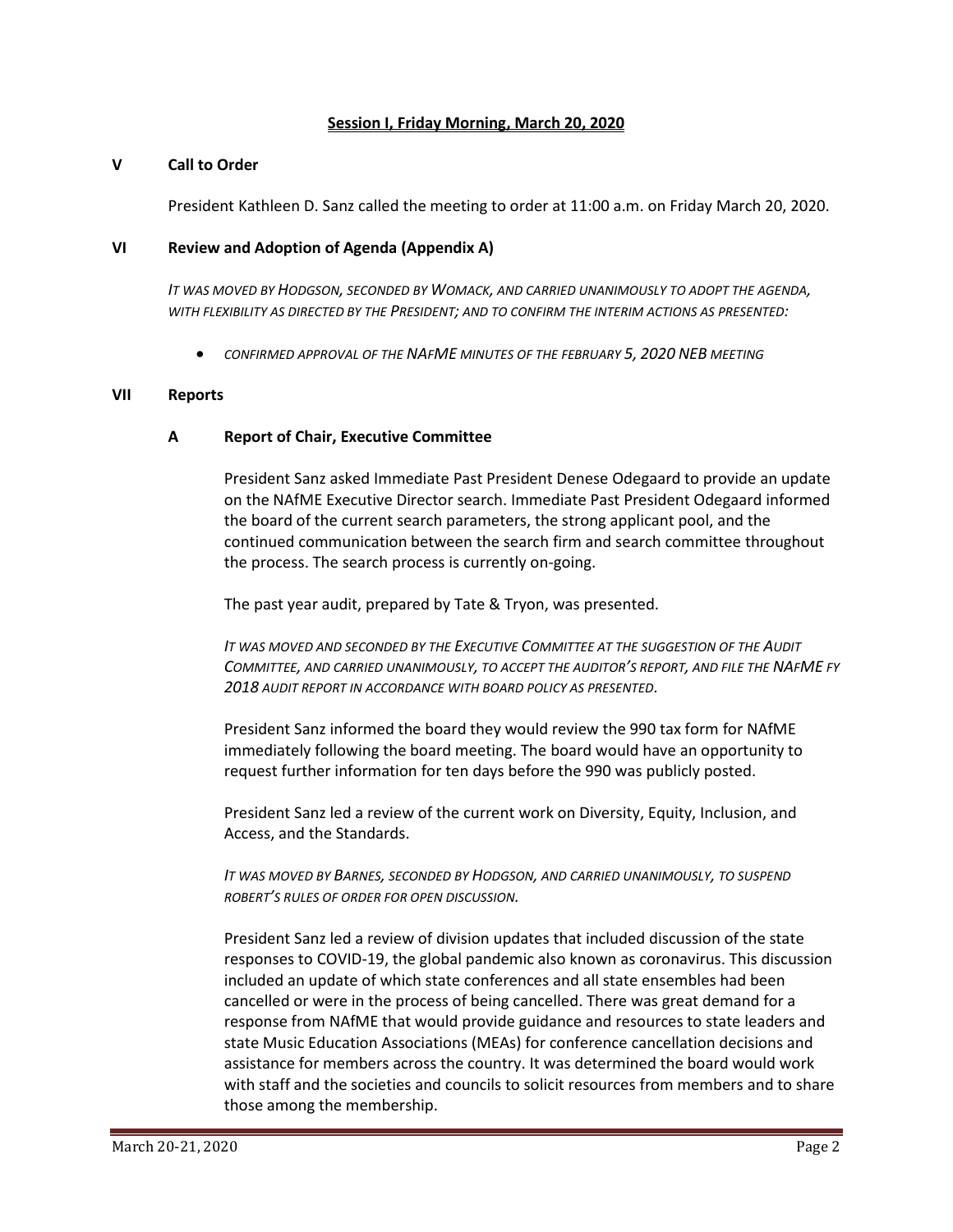## Session I, Friday Morning, March 20, 2020

### V Call to Order

President Kathleen D. Sanz called the meeting to order at 11:00 a.m. on Friday March 20, 2020.

### VI Review and Adoption of Agenda (Appendix A)

*IT WAS MOVED BY HODGSON, SECONDED BY WOMACK, AND CARRIED UNANIMOUSLY TO ADOPT THE AGENDA, WITH FLEXIBILITY AS DIRECTED BY THE PRESIDENT; AND TO CONFIRM THE INTERIM ACTIONS AS PRESENTED:*

- *CONFIRMED APPROVAL OF THE NAFME MINUTES OF THE FEBRUARY 5, 2020 NEB MEETING*

### VII Reports

#### A Report of Chair, Executive Committee

President Sanz asked Immediate Past President Denese Odegaard to provide an update on the NAfME Executive Director search. Immediate Past President Odegaard informed the board of the current search parameters, the strong applicant pool, and the continued communication between the search firm and search committee throughout the process. The search process is currently on-going.

The past year audit, prepared by Tate & Tryon, was presented.

*IT WAS MOVED AND SECONDED BY THE EXECUTIVE COMMITTEE AT THE SUGGESTION OF THE AUDIT COMMITTEE, AND CARRIED UNANIMOUSLY, TO ACCEPT THE AUDITOR'S REPORT, AND FILE THE NAFME FY 2018 AUDIT REPORT IN ACCORDANCE WITH BOARD POLICY AS PRESENTED.*

President Sanz informed the board they would review the 990 tax form for NAfME immediately following the board meeting. The board would have an opportunity to request further information for ten days before the 990 was publicly posted.

President Sanz led a review of the current work on Diversity, Equity, Inclusion, and Access, and the Standards.

*IT WAS MOVED BY BARNES, SECONDED BY HODGSON, AND CARRIED UNANIMOUSLY, TO SUSPEND ROBERT'S RULES OF ORDER FOR OPEN DISCUSSION.*

President Sanz led a review of division updates that included discussion of the state responses to COVID-19, the global pandemic also known as coronavirus. This discussion included an update of which state conferences and all state ensembles had been cancelled or were in the process of being cancelled. There was great demand for a response from NAfME that would provide guidance and resources to state leaders and state Music Education Associations (MEAs) for conference cancellation decisions and assistance for members across the country. It was determined the board would work with staff and the societies and councils to solicit resources from members and to share those among the membership.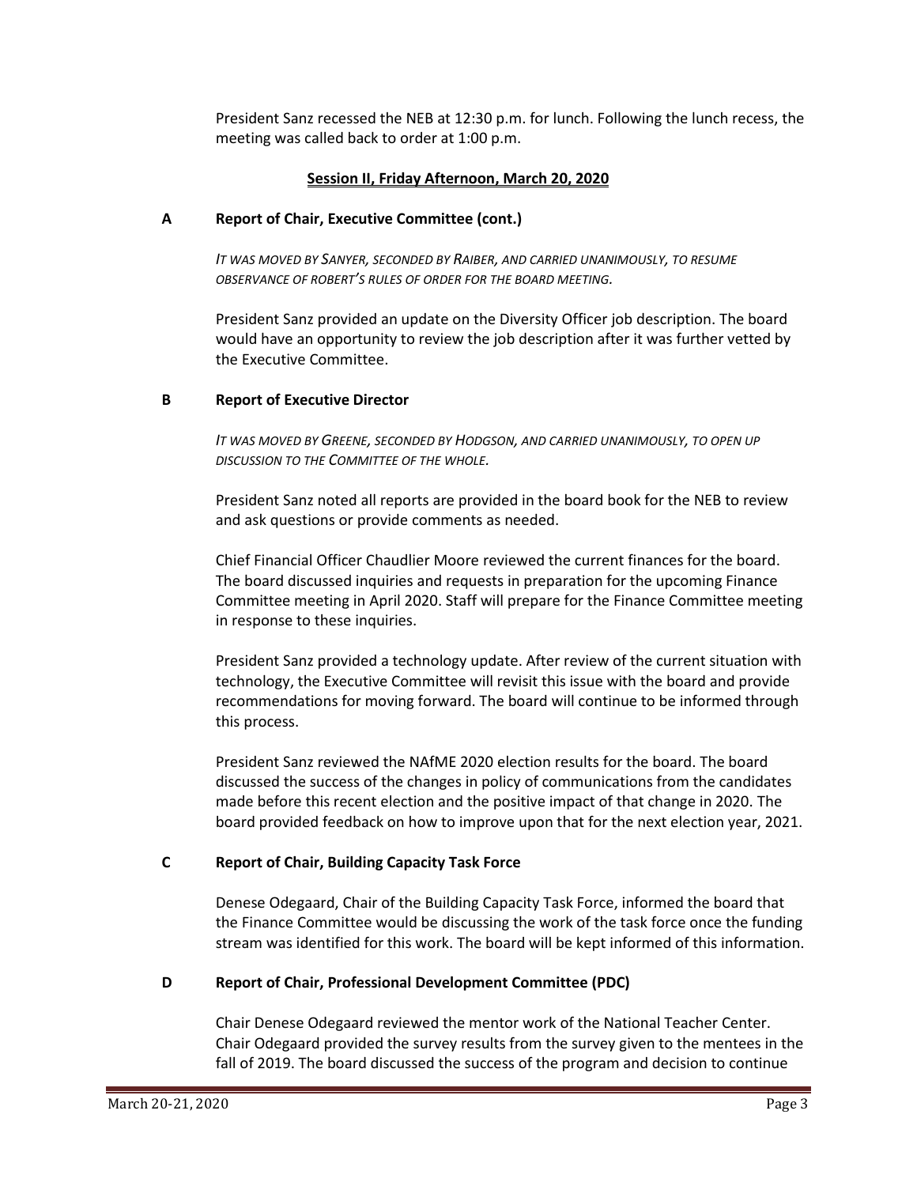President Sanz recessed the NEB at 12:30 p.m. for lunch. Following the lunch recess, the meeting was called back to order at 1:00 p.m.

## Session II, Friday Afternoon, March 20, 2020

### A Report of Chair, Executive Committee (cont.)

*IT WAS MOVED BY SANYER, SECONDED BY RAIBER, AND CARRIED UNANIMOUSLY, TO RESUME OBSERVANCE OF ROBERT'S RULES OF ORDER FOR THE BOARD MEETING.*

President Sanz provided an update on the Diversity Officer job description. The board would have an opportunity to review the job description after it was further vetted by the Executive Committee.

### B Report of Executive Director

*IT WAS MOVED BY GREENE, SECONDED BY HODGSON, AND CARRIED UNANIMOUSLY, TO OPEN UP DISCUSSION TO THE COMMITTEE OF THE WHOLE.*

President Sanz noted all reports are provided in the board book for the NEB to review and ask questions or provide comments as needed.

Chief Financial Officer Chaudlier Moore reviewed the current finances for the board. The board discussed inquiries and requests in preparation for the upcoming Finance Committee meeting in April 2020. Staff will prepare for the Finance Committee meeting in response to these inquiries.

President Sanz provided a technology update. After review of the current situation with technology, the Executive Committee will revisit this issue with the board and provide recommendations for moving forward. The board will continue to be informed through this process.

President Sanz reviewed the NAfME 2020 election results for the board. The board discussed the success of the changes in policy of communications from the candidates made before this recent election and the positive impact of that change in 2020. The board provided feedback on how to improve upon that for the next election year, 2021.

### C Report of Chair, Building Capacity Task Force

Denese Odegaard, Chair of the Building Capacity Task Force, informed the board that the Finance Committee would be discussing the work of the task force once the funding stream was identified for this work. The board will be kept informed of this information.

### D Report of Chair, Professional Development Committee (PDC)

Chair Denese Odegaard reviewed the mentor work of the National Teacher Center. Chair Odegaard provided the survey results from the survey given to the mentees in the fall of 2019. The board discussed the success of the program and decision to continue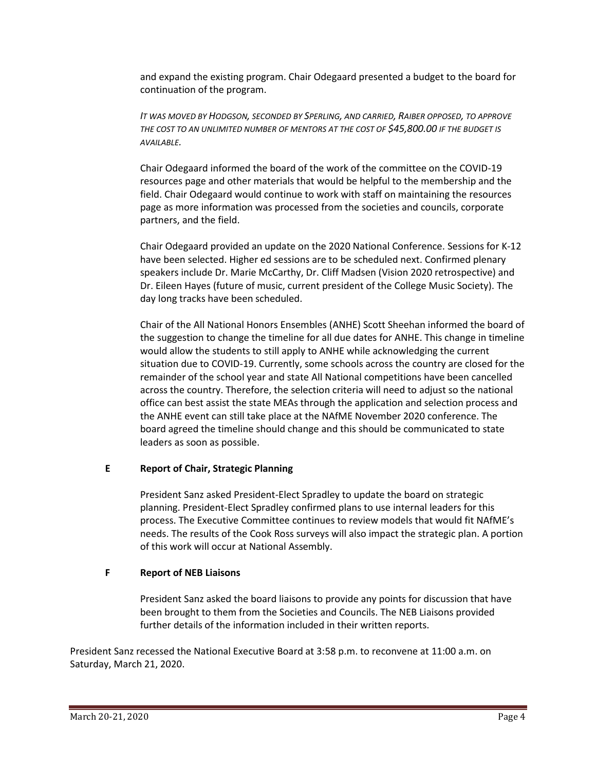and expand the existing program. Chair Odegaard presented a budget to the board for continuation of the program.

*IT WAS MOVED BY HODGSON, SECONDED BY SPERLING, AND CARRIED, RAIBER OPPOSED, TO APPROVE THE COST TO AN UNLIMITED NUMBER OF MENTORS AT THE COST OF $45,800.00 IF THE BUDGET IS AVAILABLE.*

Chair Odegaard informed the board of the work of the committee on the COVID-19 resources page and other materials that would be helpful to the membership and the field. Chair Odegaard would continue to work with staff on maintaining the resources page as more information was processed from the societies and councils, corporate partners, and the field.

Chair Odegaard provided an update on the 2020 National Conference. Sessions for K-12 have been selected. Higher ed sessions are to be scheduled next. Confirmed plenary speakers include Dr. Marie McCarthy, Dr. Cliff Madsen (Vision 2020 retrospective) and Dr. Eileen Hayes (future of music, current president of the College Music Society). The day long tracks have been scheduled.

Chair of the All National Honors Ensembles (ANHE) Scott Sheehan informed the board of the suggestion to change the timeline for all due dates for ANHE. This change in timeline would allow the students to still apply to ANHE while acknowledging the current situation due to COVID-19. Currently, some schools across the country are closed for the remainder of the school year and state All National competitions have been cancelled across the country. Therefore, the selection criteria will need to adjust so the national office can best assist the state MEAs through the application and selection process and the ANHE event can still take place at the NAfME November 2020 conference. The board agreed the timeline should change and this should be communicated to state leaders as soon as possible.

**E Report of Chair, Strategic Planning**

President Sanz asked President-Elect Spradley to update the board on strategic planning. President-Elect Spradley confirmed plans to use internal leaders for this process. The Executive Committee continues to review models that would fit NAfME's needs. The results of the Cook Ross surveys will also impact the strategic plan. A portion of this work will occur at National Assembly.

**F Report of NEB Liaisons**

President Sanz asked the board liaisons to provide any points for discussion that have been brought to them from the Societies and Councils. The NEB Liaisons provided further details of the information included in their written reports.

President Sanz recessed the National Executive Board at 3:58 p.m. to reconvene at 11:00 a.m. on Saturday, March 21, 2020.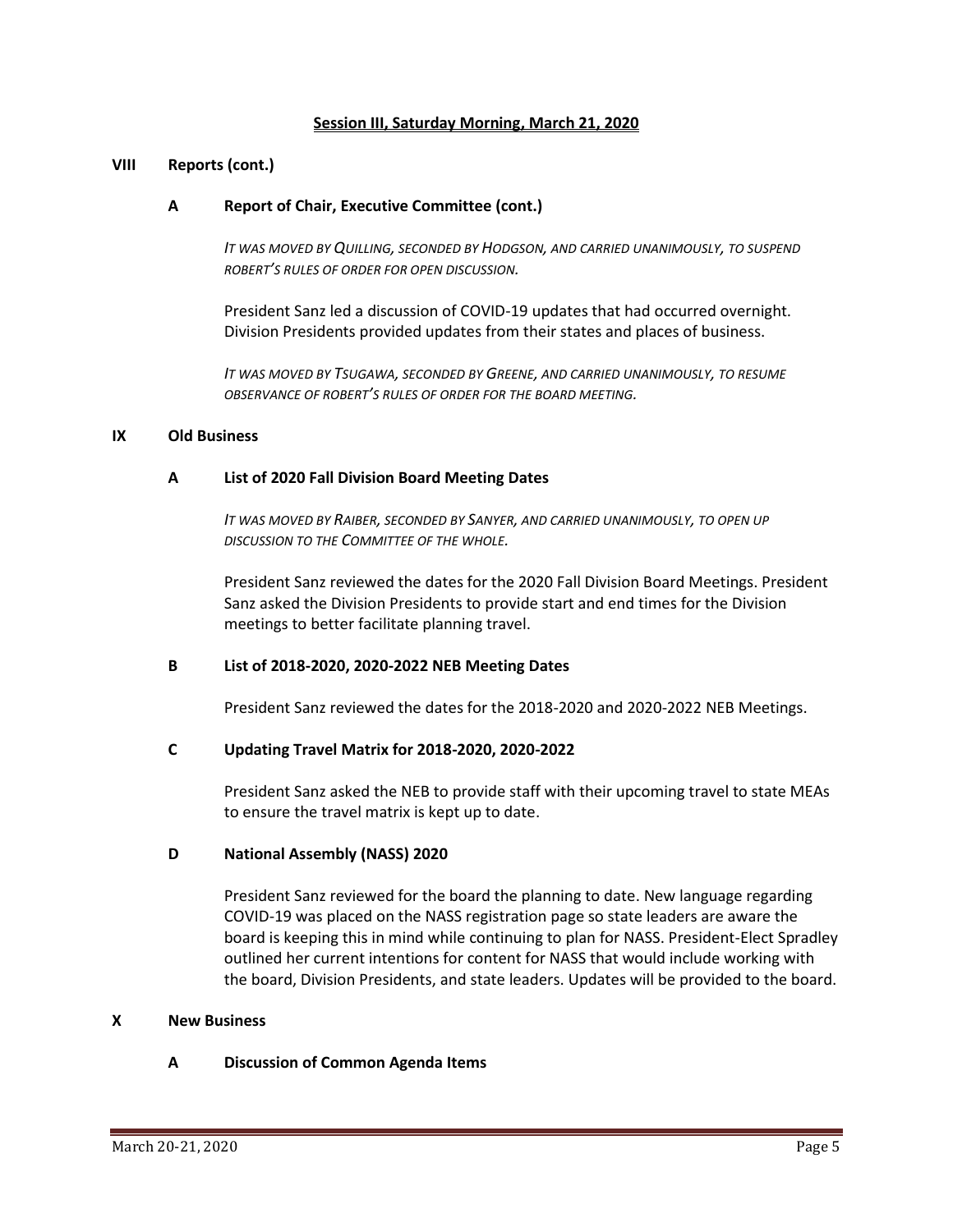**Session III, Saturday Morning, March 21, 2020**

## VIII Reports (cont.)

### A Report of Chair, Executive Committee (cont.)

*IT WAS MOVED BY QUILLING, SECONDED BY HODGSON, AND CARRIED UNANIMOUSLY, TO SUSPEND ROBERT'S RULES OF ORDER FOR OPEN DISCUSSION.*

President Sanz led a discussion of COVID-19 updates that had occurred overnight. Division Presidents provided updates from their states and places of business.

*IT WAS MOVED BY TSUGAWA, SECONDED BY GREENE, AND CARRIED UNANIMOUSLY, TO RESUME OBSERVANCE OF ROBERT'S RULES OF ORDER FOR THE BOARD MEETING.*

## IX Old Business

### A List of 2020 Fall Division Board Meeting Dates

*IT WAS MOVED BY RAIBER, SECONDED BY SANYER, AND CARRIED UNANIMOUSLY, TO OPEN UP DISCUSSION TO THE COMMITTEE OF THE WHOLE.*

President Sanz reviewed the dates for the 2020 Fall Division Board Meetings. President Sanz asked the Division Presidents to provide start and end times for the Division meetings to better facilitate planning travel.

### B List of 2018-2020, 2020-2022 NEB Meeting Dates

President Sanz reviewed the dates for the 2018-2020 and 2020-2022 NEB Meetings.

### C Updating Travel Matrix for 2018-2020, 2020-2022

President Sanz asked the NEB to provide staff with their upcoming travel to state MEAs to ensure the travel matrix is kept up to date.

### D National Assembly (NASS) 2020

President Sanz reviewed for the board the planning to date. New language regarding COVID-19 was placed on the NASS registration page so state leaders are aware the board is keeping this in mind while continuing to plan for NASS. President-Elect Spradley outlined her current intentions for content for NASS that would include working with the board, Division Presidents, and state leaders. Updates will be provided to the board.

## X New Business

### A Discussion of Common Agenda Items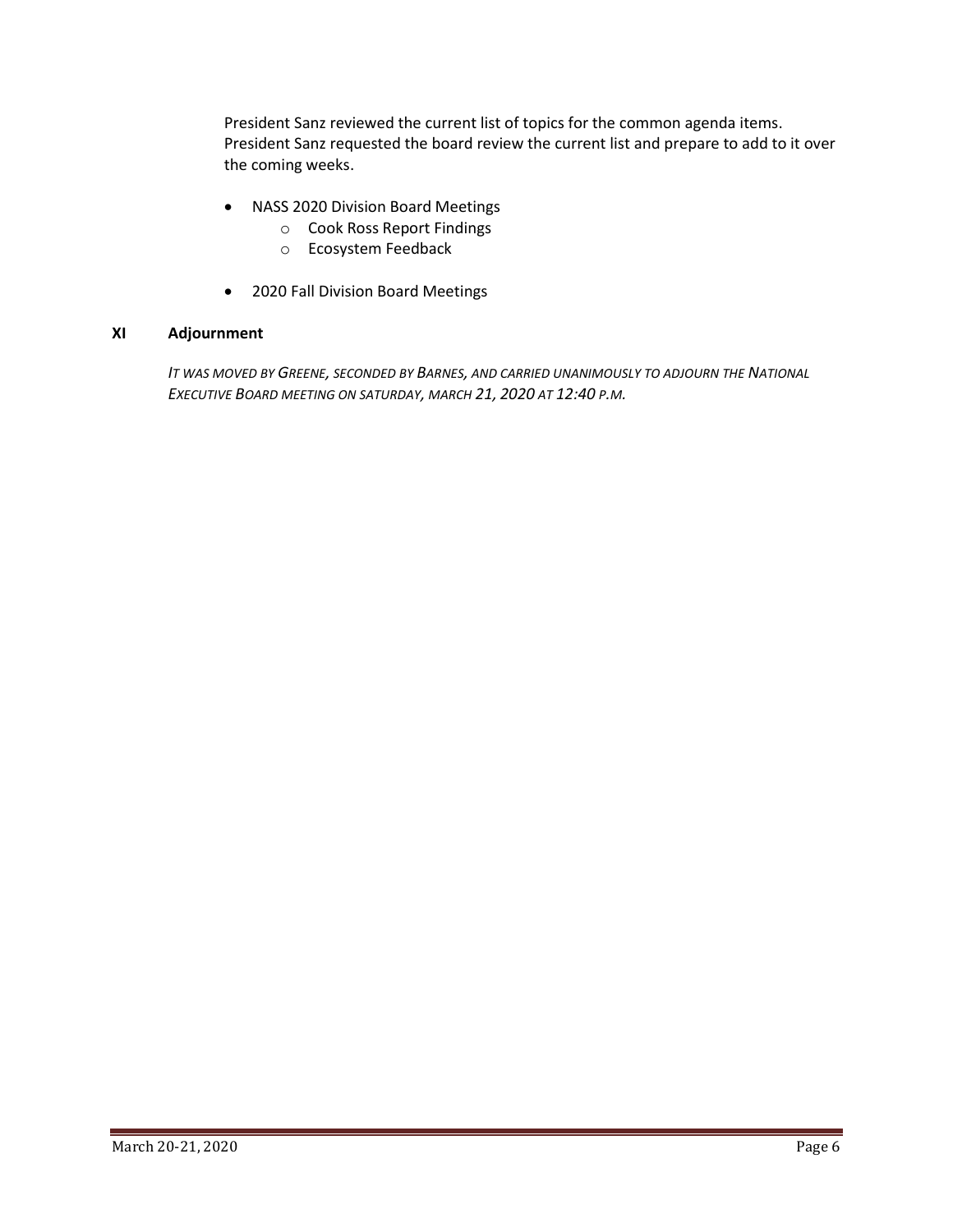President Sanz reviewed the current list of topics for the common agenda items. President Sanz requested the board review the current list and prepare to add to it over the coming weeks.

- NASS 2020 Division Board Meetings
  - Cook Ross Report Findings
  - Ecosystem Feedback
- 2020 Fall Division Board Meetings

## XI Adjournment

*IT WAS MOVED BY GREENE, SECONDED BY BARNES, AND CARRIED UNANIMOUSLY TO ADJOURN THE NATIONAL EXECUTIVE BOARD MEETING ON SATURDAY, MARCH 21, 2020 AT 12:40 P.M.*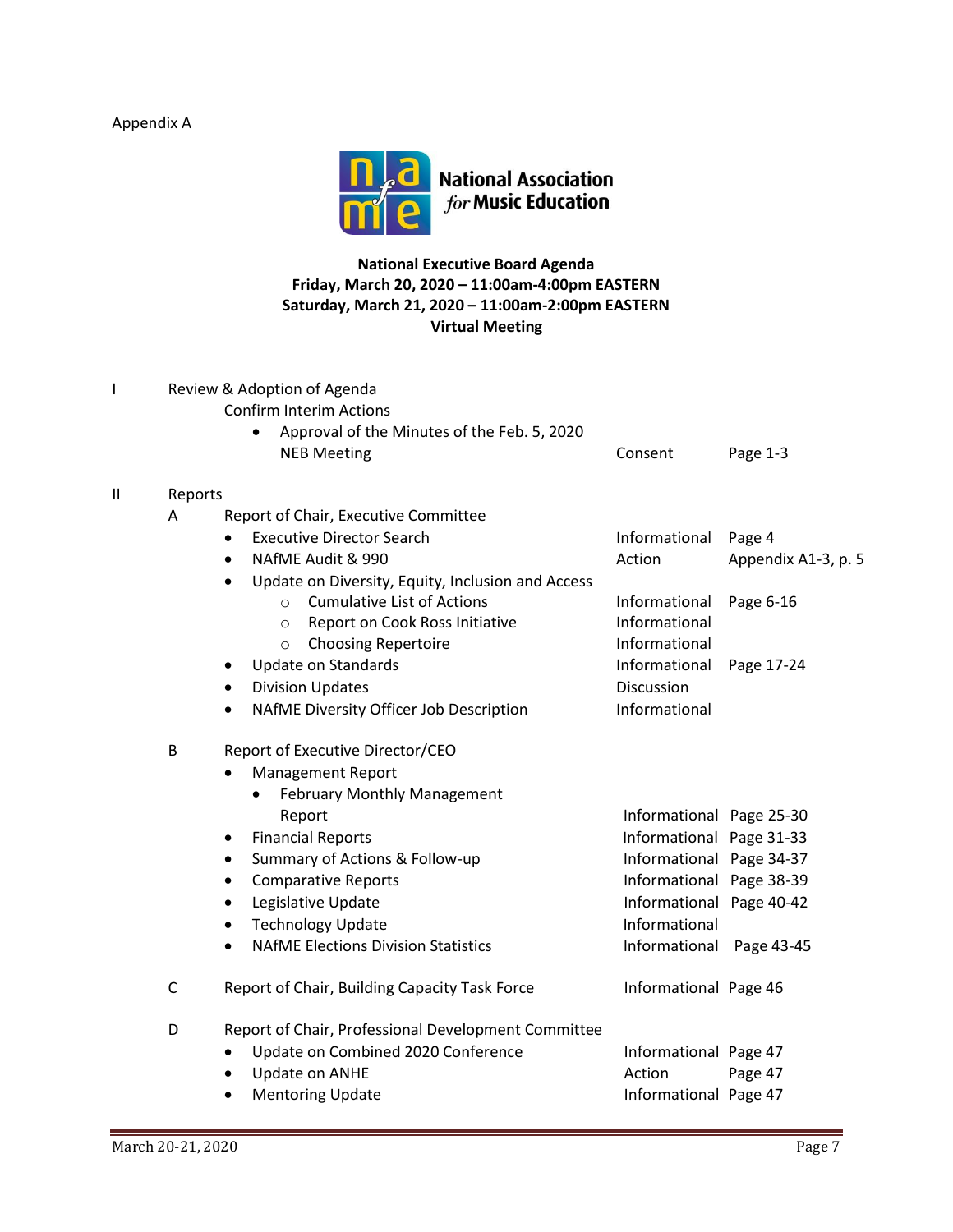Appendix A

**National Association for Music Education**

**National Executive Board Agenda**
**Friday, March 20, 2020 – 11:00am-4:00pm EASTERN**
**Saturday, March 21, 2020 – 11:00am-2:00pm EASTERN**
**Virtual Meeting**

| | | | | |
|---|---|---|---|---|
| I | | Review & Adoption of Agenda | | |
| | | Confirm Interim Actions | | |
| | | • Approval of the Minutes of the Feb. 5, 2020 NEB Meeting | Consent | Page 1-3 |
| II | | Reports | | |
| | A | Report of Chair, Executive Committee | | |
| | | • Executive Director Search | Informational | Page 4 |
| | | • NAfME Audit & 990 | Action | Appendix A1-3, p. 5 |
| | | • Update on Diversity, Equity, Inclusion and Access | | |
| | | ○ Cumulative List of Actions | Informational | Page 6-16 |
| | | ○ Report on Cook Ross Initiative | Informational | |
| | | ○ Choosing Repertoire | Informational | |
| | | • Update on Standards | Informational | Page 17-24 |
| | | • Division Updates | Discussion | |
| | | • NAfME Diversity Officer Job Description | Informational | |
| | B | Report of Executive Director/CEO | | |
| | | • Management Report | | |
| | | • February Monthly Management Report | Informational | Page 25-30 |
| | | • Financial Reports | Informational | Page 31-33 |
| | | • Summary of Actions & Follow-up | Informational | Page 34-37 |
| | | • Comparative Reports | Informational | Page 38-39 |
| | | • Legislative Update | Informational | Page 40-42 |
| | | • Technology Update | Informational | |
| | | • NAfME Elections Division Statistics | Informational | Page 43-45 |
| | C | Report of Chair, Building Capacity Task Force | Informational | Page 46 |
| | D | Report of Chair, Professional Development Committee | | |
| | | • Update on Combined 2020 Conference | Informational | Page 47 |
| | | • Update on ANHE | Action | Page 47 |
| | | • Mentoring Update | Informational | Page 47 |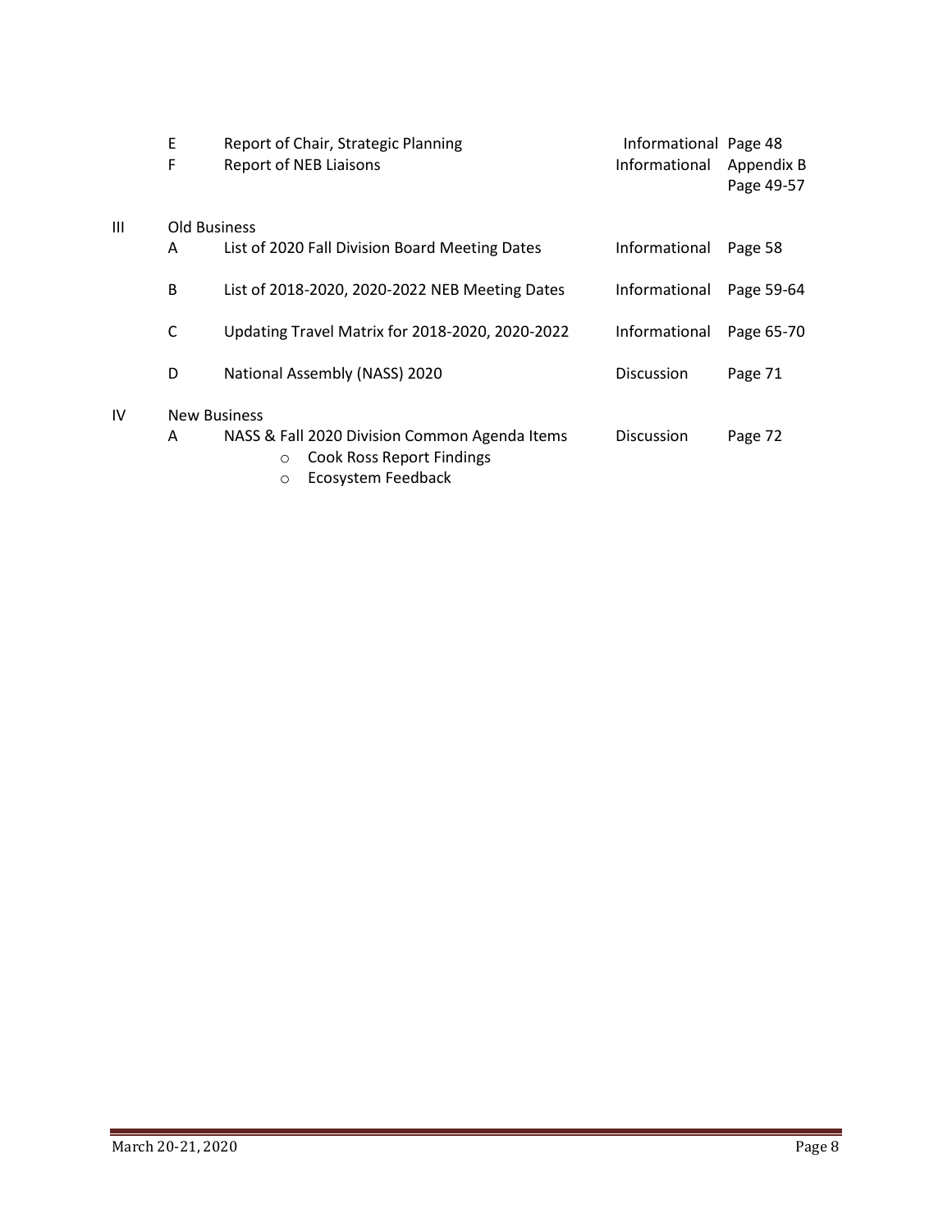| | | | | |
|---|---|---|---|---|
| | E | Report of Chair, Strategic Planning | Informational | Page 48 |
| | F | Report of NEB Liaisons | Informational | Appendix B Page 49-57 |
| III | Old Business | | | |
| | A | List of 2020 Fall Division Board Meeting Dates | Informational | Page 58 |
| | B | List of 2018-2020, 2020-2022 NEB Meeting Dates | Informational | Page 59-64 |
| | C | Updating Travel Matrix for 2018-2020, 2020-2022 | Informational | Page 65-70 |
| | D | National Assembly (NASS) 2020 | Discussion | Page 71 |
| IV | New Business | | | |
| | A | NASS & Fall 2020 Division Common Agenda Items<br>o Cook Ross Report Findings<br>o Ecosystem Feedback | Discussion | Page 72 |